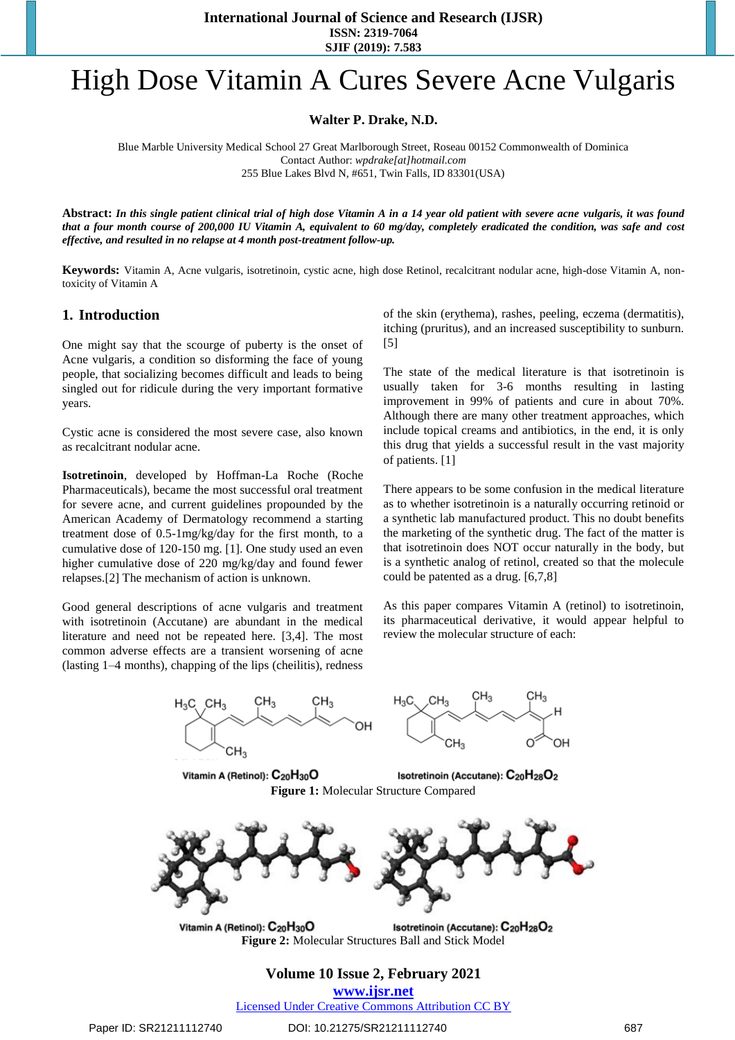# High Dose Vitamin A Cures Severe Acne Vulgaris

**Walter P. Drake, N.D.**

Blue Marble University Medical School 27 Great Marlborough Street, Roseau 00152 Commonwealth of Dominica
Contact Author: *wpdrake[at]hotmail.com*
255 Blue Lakes Blvd N, #651, Twin Falls, ID 83301(USA)

**Abstract:** ***In this single patient clinical trial of high dose Vitamin A in a 14 year old patient with severe acne vulgaris, it was found that a four month course of 200,000 IU Vitamin A, equivalent to 60 mg/day, completely eradicated the condition, was safe and cost effective, and resulted in no relapse at 4 month post-treatment follow-up.***

**Keywords:** Vitamin A, Acne vulgaris, isotretinoin, cystic acne, high dose Retinol, recalcitrant nodular acne, high-dose Vitamin A, non-toxicity of Vitamin A

## 1. Introduction

One might say that the scourge of puberty is the onset of Acne vulgaris, a condition so disforming the face of young people, that socializing becomes difficult and leads to being singled out for ridicule during the very important formative years.

Cystic acne is considered the most severe case, also known as recalcitrant nodular acne.

**Isotretinoin**, developed by Hoffman-La Roche (Roche Pharmaceuticals), became the most successful oral treatment for severe acne, and current guidelines propounded by the American Academy of Dermatology recommend a starting treatment dose of 0.5-1mg/kg/day for the first month, to a cumulative dose of 120-150 mg. [1]. One study used an even higher cumulative dose of 220 mg/kg/day and found fewer relapses.[2] The mechanism of action is unknown.

Good general descriptions of acne vulgaris and treatment with isotretinoin (Accutane) are abundant in the medical literature and need not be repeated here. [3,4]. The most common adverse effects are a transient worsening of acne (lasting 1–4 months), chapping of the lips (cheilitis), redness of the skin (erythema), rashes, peeling, eczema (dermatitis), itching (pruritus), and an increased susceptibility to sunburn.[5]

The state of the medical literature is that isotretinoin is usually taken for 3-6 months resulting in lasting improvement in 99% of patients and cure in about 70%. Although there are many other treatment approaches, which include topical creams and antibiotics, in the end, it is only this drug that yields a successful result in the vast majority of patients. [1]

There appears to be some confusion in the medical literature as to whether isotretinoin is a naturally occurring retinoid or a synthetic lab manufactured product. This no doubt benefits the marketing of the synthetic drug. The fact of the matter is that isotretinoin does NOT occur naturally in the body, but is a synthetic analog of retinol, created so that the molecule could be patented as a drug. [6,7,8]

As this paper compares Vitamin A (retinol) to isotretinoin, its pharmaceutical derivative, it would appear helpful to review the molecular structure of each:

Vitamin A (Retinol): $C_{20}H_{30}O$    Isotretinoin (Accutane): $C_{20}H_{28}O_2$

**Figure 1:** Molecular Structure Compared

Vitamin A (Retinol): $C_{20}H_{30}O$    Isotretinoin (Accutane): $C_{20}H_{28}O_2$

**Figure 2:** Molecular Structures Ball and Stick Model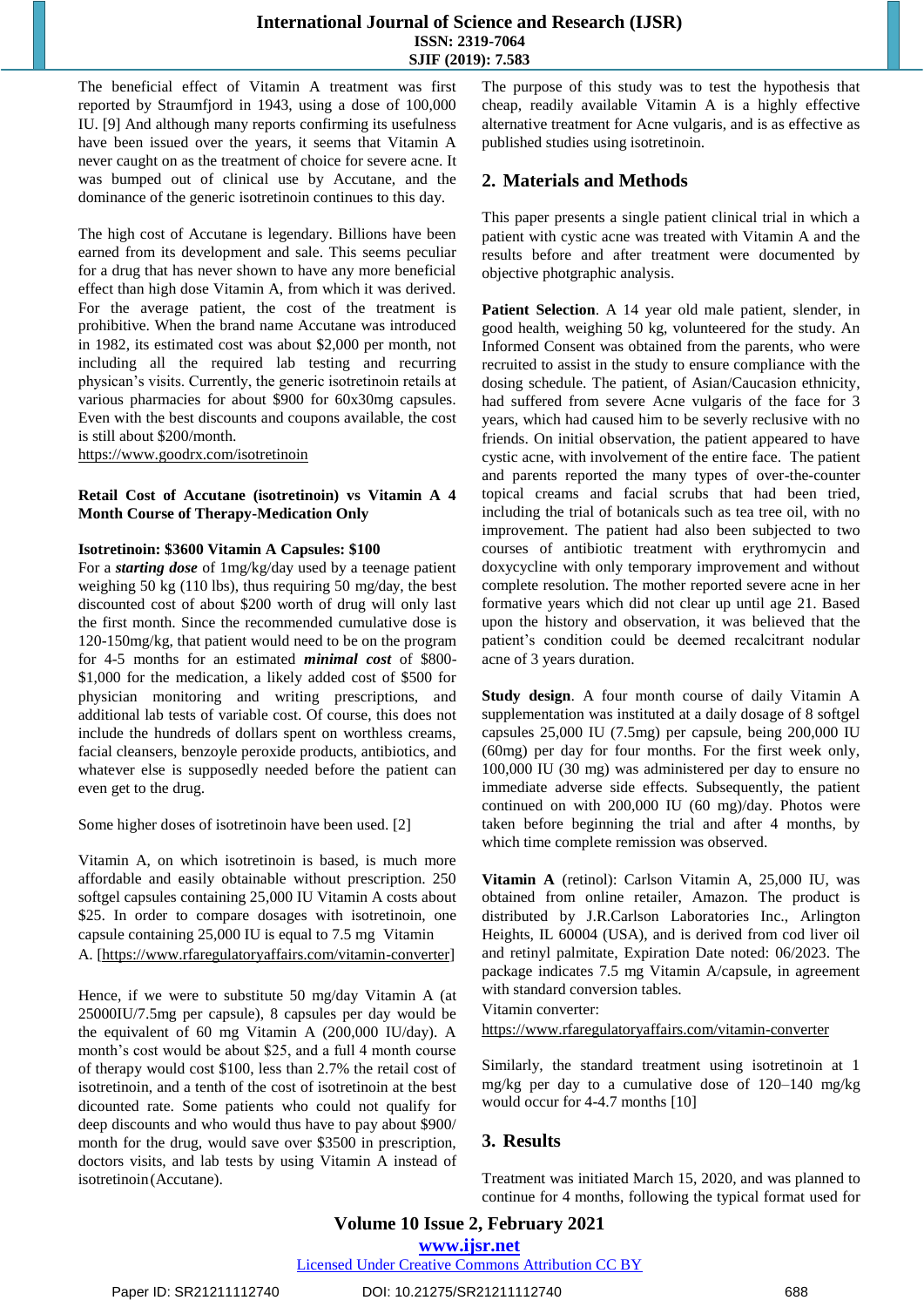The beneficial effect of Vitamin A treatment was first reported by Straumfjord in 1943, using a dose of 100,000 IU. [9] And although many reports confirming its usefulness have been issued over the years, it seems that Vitamin A never caught on as the treatment of choice for severe acne. It was bumped out of clinical use by Accutane, and the dominance of the generic isotretinoin continues to this day.

The high cost of Accutane is legendary. Billions have been earned from its development and sale. This seems peculiar for a drug that has never shown to have any more beneficial effect than high dose Vitamin A, from which it was derived. For the average patient, the cost of the treatment is prohibitive. When the brand name Accutane was introduced in 1982, its estimated cost was about $2,000 per month, not including all the required lab testing and recurring physican's visits. Currently, the generic isotretinoin retails at various pharmacies for about $900 for 60x30mg capsules. Even with the best discounts and coupons available, the cost is still about $200/month.
https://www.goodrx.com/isotretinoin

**Retail Cost of Accutane (isotretinoin) vs Vitamin A 4 Month Course of Therapy-Medication Only**

**Isotretinoin: $3600 Vitamin A Capsules: $100**

For a ***starting dose*** of 1mg/kg/day used by a teenage patient weighing 50 kg (110 lbs), thus requiring 50 mg/day, the best discounted cost of about $200 worth of drug will only last the first month. Since the recommended cumulative dose is 120-150mg/kg, that patient would need to be on the program for 4-5 months for an estimated ***minimal cost*** of $800-$1,000 for the medication, a likely added cost of $500 for physician monitoring and writing prescriptions, and additional lab tests of variable cost. Of course, this does not include the hundreds of dollars spent on worthless creams, facial cleansers, benzoyle peroxide products, antibiotics, and whatever else is supposedly needed before the patient can even get to the drug.

Some higher doses of isotretinoin have been used. [2]

Vitamin A, on which isotretinoin is based, is much more affordable and easily obtainable without prescription. 250 softgel capsules containing 25,000 IU Vitamin A costs about $25. In order to compare dosages with isotretinoin, one capsule containing 25,000 IU is equal to 7.5 mg Vitamin A. [https://www.rfaregulatoryaffairs.com/vitamin-converter]

Hence, if we were to substitute 50 mg/day Vitamin A (at 25000IU/7.5mg per capsule), 8 capsules per day would be the equivalent of 60 mg Vitamin A (200,000 IU/day). A month's cost would be about $25, and a full 4 month course of therapy would cost $100, less than 2.7% the retail cost of isotretinoin, and a tenth of the cost of isotretinoin at the best dicounted rate. Some patients who could not qualify for deep discounts and who would thus have to pay about $900/month for the drug, would save over $3500 in prescription, doctors visits, and lab tests by using Vitamin A instead of isotretinoin (Accutane).

The purpose of this study was to test the hypothesis that cheap, readily available Vitamin A is a highly effective alternative treatment for Acne vulgaris, and is as effective as published studies using isotretinoin.

## 2. Materials and Methods

This paper presents a single patient clinical trial in which a patient with cystic acne was treated with Vitamin A and the results before and after treatment were documented by objective photgraphic analysis.

**Patient Selection**. A 14 year old male patient, slender, in good health, weighing 50 kg, volunteered for the study. An Informed Consent was obtained from the parents, who were recruited to assist in the study to ensure compliance with the dosing schedule. The patient, of Asian/Caucasion ethnicity, had suffered from severe Acne vulgaris of the face for 3 years, which had caused him to be severly reclusive with no friends. On initial observation, the patient appeared to have cystic acne, with involvement of the entire face. The patient and parents reported the many types of over-the-counter topical creams and facial scrubs that had been tried, including the trial of botanicals such as tea tree oil, with no improvement. The patient had also been subjected to two courses of antibiotic treatment with erythromycin and doxycycline with only temporary improvement and without complete resolution. The mother reported severe acne in her formative years which did not clear up until age 21. Based upon the history and observation, it was believed that the patient's condition could be deemed recalcitrant nodular acne of 3 years duration.

**Study design**. A four month course of daily Vitamin A supplementation was instituted at a daily dosage of 8 softgel capsules 25,000 IU (7.5mg) per capsule, being 200,000 IU (60mg) per day for four months. For the first week only, 100,000 IU (30 mg) was administered per day to ensure no immediate adverse side effects. Subsequently, the patient continued on with 200,000 IU (60 mg)/day. Photos were taken before beginning the trial and after 4 months, by which time complete remission was observed.

**Vitamin A** (retinol): Carlson Vitamin A, 25,000 IU, was obtained from online retailer, Amazon. The product is distributed by J.R.Carlson Laboratories Inc., Arlington Heights, IL 60004 (USA), and is derived from cod liver oil and retinyl palmitate, Expiration Date noted: 06/2023. The package indicates 7.5 mg Vitamin A/capsule, in agreement with standard conversion tables.
Vitamin converter:
https://www.rfaregulatoryaffairs.com/vitamin-converter

Similarly, the standard treatment using isotretinoin at 1 mg/kg per day to a cumulative dose of 120–140 mg/kg would occur for 4-4.7 months [10]

## 3. Results

Treatment was initiated March 15, 2020, and was planned to continue for 4 months, following the typical format used for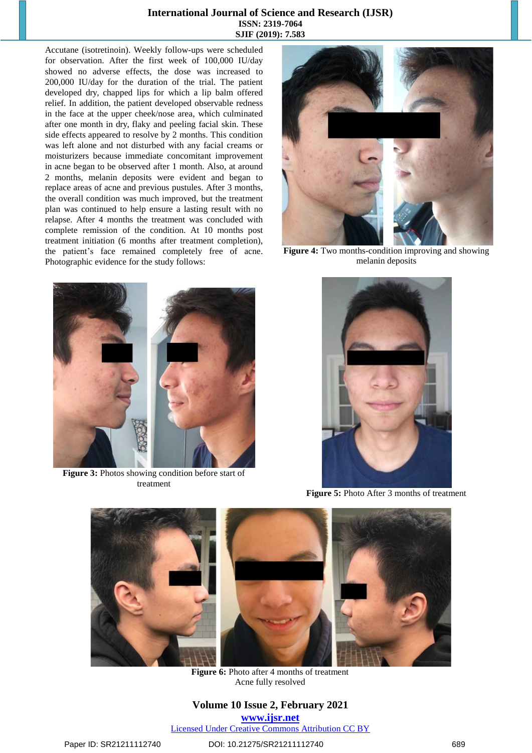Accutane (isotretinoin). Weekly follow-ups were scheduled for observation. After the first week of 100,000 IU/day showed no adverse effects, the dose was increased to 200,000 IU/day for the duration of the trial. The patient developed dry, chapped lips for which a lip balm offered relief. In addition, the patient developed observable redness in the face at the upper cheek/nose area, which culminated after one month in dry, flaky and peeling facial skin. These side effects appeared to resolve by 2 months. This condition was left alone and not disturbed with any facial creams or moisturizers because immediate concomitant improvement in acne began to be observed after 1 month. Also, at around 2 months, melanin deposits were evident and began to replace areas of acne and previous pustules. After 3 months, the overall condition was much improved, but the treatment plan was continued to help ensure a lasting result with no relapse. After 4 months the treatment was concluded with complete remission of the condition. At 10 months post treatment initiation (6 months after treatment completion), the patient's face remained completely free of acne. Photographic evidence for the study follows:

**Figure 4:** Two months-condition improving and showing melanin deposits

**Figure 3:** Photos showing condition before start of treatment

**Figure 5:** Photo After 3 months of treatment

**Figure 6:** Photo after 4 months of treatment
Acne fully resolved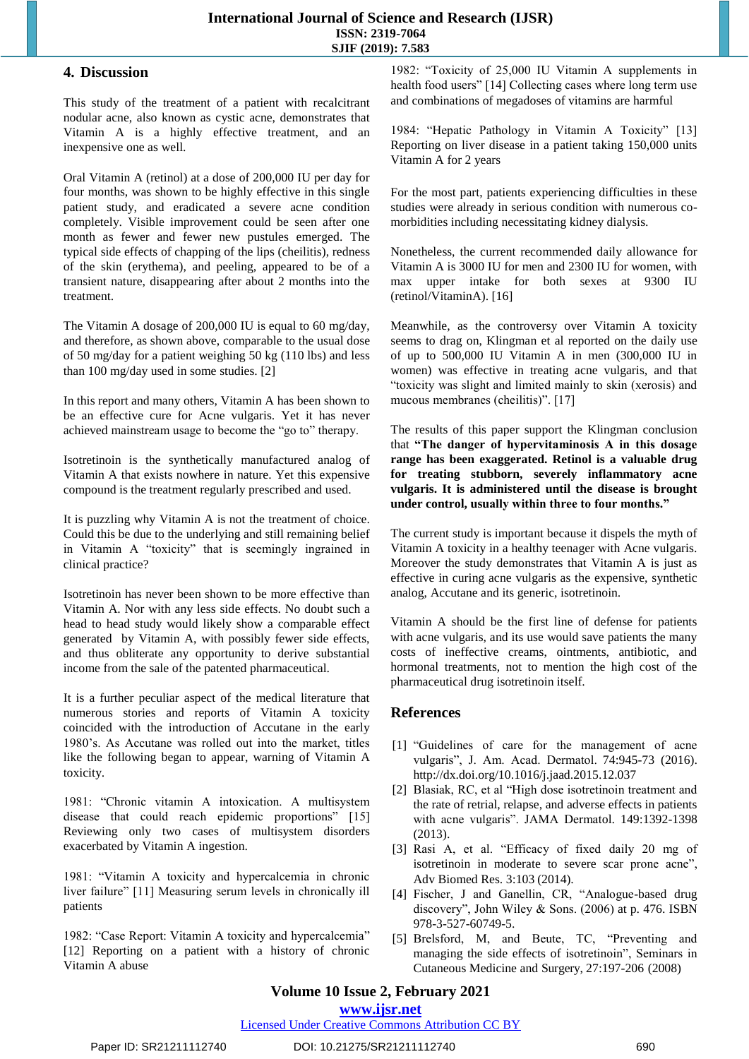## 4. Discussion

This study of the treatment of a patient with recalcitrant nodular acne, also known as cystic acne, demonstrates that Vitamin A is a highly effective treatment, and an inexpensive one as well.

Oral Vitamin A (retinol) at a dose of 200,000 IU per day for four months, was shown to be highly effective in this single patient study, and eradicated a severe acne condition completely. Visible improvement could be seen after one month as fewer and fewer new pustules emerged. The typical side effects of chapping of the lips (cheilitis), redness of the skin (erythema), and peeling, appeared to be of a transient nature, disappearing after about 2 months into the treatment.

The Vitamin A dosage of 200,000 IU is equal to 60 mg/day, and therefore, as shown above, comparable to the usual dose of 50 mg/day for a patient weighing 50 kg (110 lbs) and less than 100 mg/day used in some studies. [2]

In this report and many others, Vitamin A has been shown to be an effective cure for Acne vulgaris. Yet it has never achieved mainstream usage to become the "go to" therapy.

Isotretinoin is the synthetically manufactured analog of Vitamin A that exists nowhere in nature. Yet this expensive compound is the treatment regularly prescribed and used.

It is puzzling why Vitamin A is not the treatment of choice. Could this be due to the underlying and still remaining belief in Vitamin A "toxicity" that is seemingly ingrained in clinical practice?

Isotretinoin has never been shown to be more effective than Vitamin A. Nor with any less side effects. No doubt such a head to head study would likely show a comparable effect generated by Vitamin A, with possibly fewer side effects, and thus obliterate any opportunity to derive substantial income from the sale of the patented pharmaceutical.

It is a further peculiar aspect of the medical literature that numerous stories and reports of Vitamin A toxicity coincided with the introduction of Accutane in the early 1980's. As Accutane was rolled out into the market, titles like the following began to appear, warning of Vitamin A toxicity.

1981: "Chronic vitamin A intoxication. A multisystem disease that could reach epidemic proportions" [15] Reviewing only two cases of multisystem disorders exacerbated by Vitamin A ingestion.

1981: "Vitamin A toxicity and hypercalcemia in chronic liver failure" [11] Measuring serum levels in chronically ill patients

1982: "Case Report: Vitamin A toxicity and hypercalcemia" [12] Reporting on a patient with a history of chronic Vitamin A abuse

1982: "Toxicity of 25,000 IU Vitamin A supplements in health food users" [14] Collecting cases where long term use and combinations of megadoses of vitamins are harmful

1984: "Hepatic Pathology in Vitamin A Toxicity" [13] Reporting on liver disease in a patient taking 150,000 units Vitamin A for 2 years

For the most part, patients experiencing difficulties in these studies were already in serious condition with numerous co-morbidities including necessitating kidney dialysis.

Nonetheless, the current recommended daily allowance for Vitamin A is 3000 IU for men and 2300 IU for women, with max upper intake for both sexes at 9300 IU (retinol/VitaminA). [16]

Meanwhile, as the controversy over Vitamin A toxicity seems to drag on, Klingman et al reported on the daily use of up to 500,000 IU Vitamin A in men (300,000 IU in women) was effective in treating acne vulgaris, and that "toxicity was slight and limited mainly to skin (xerosis) and mucous membranes (cheilitis)". [17]

The results of this paper support the Klingman conclusion that **"The danger of hypervitaminosis A in this dosage range has been exaggerated. Retinol is a valuable drug for treating stubborn, severely inflammatory acne vulgaris. It is administered until the disease is brought under control, usually within three to four months."**

The current study is important because it dispels the myth of Vitamin A toxicity in a healthy teenager with Acne vulgaris. Moreover the study demonstrates that Vitamin A is just as effective in curing acne vulgaris as the expensive, synthetic analog, Accutane and its generic, isotretinoin.

Vitamin A should be the first line of defense for patients with acne vulgaris, and its use would save patients the many costs of ineffective creams, ointments, antibiotic, and hormonal treatments, not to mention the high cost of the pharmaceutical drug isotretinoin itself.

## References

[1] "Guidelines of care for the management of acne vulgaris", J. Am. Acad. Dermatol. 74:945-73 (2016). http://dx.doi.org/10.1016/j.jaad.2015.12.037

[2] Blasiak, RC, et al "High dose isotretinoin treatment and the rate of retrial, relapse, and adverse effects in patients with acne vulgaris". JAMA Dermatol. 149:1392-1398 (2013).

[3] Rasi A, et al. "Efficacy of fixed daily 20 mg of isotretinoin in moderate to severe scar prone acne", Adv Biomed Res. 3:103 (2014).

[4] Fischer, J and Ganellin, CR, "Analogue-based drug discovery", John Wiley & Sons. (2006) at p. 476. ISBN 978-3-527-60749-5.

[5] Brelsford, M, and Beute, TC, "Preventing and managing the side effects of isotretinoin", Seminars in Cutaneous Medicine and Surgery, 27:197-206 (2008)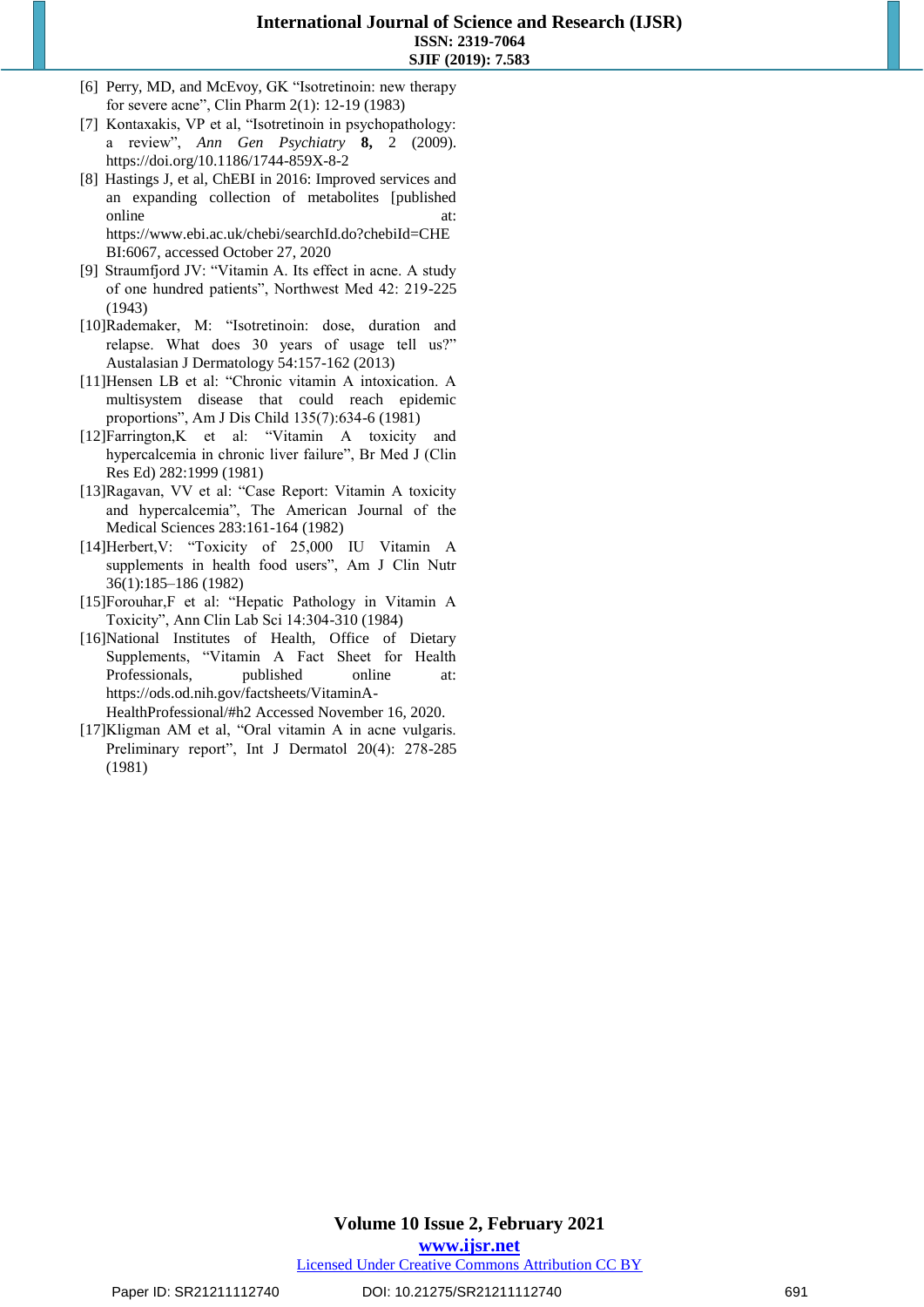[6] Perry, MD, and McEvoy, GK "Isotretinoin: new therapy for severe acne", Clin Pharm 2(1): 12-19 (1983)

[7] Kontaxakis, VP et al, "Isotretinoin in psychopathology: a review", *Ann Gen Psychiatry* **8,** 2 (2009). https://doi.org/10.1186/1744-859X-8-2

[8] Hastings J, et al, ChEBI in 2016: Improved services and an expanding collection of metabolites [published online at: https://www.ebi.ac.uk/chebi/searchId.do?chebiId=CHEBI:6067, accessed October 27, 2020

[9] Straumfjord JV: "Vitamin A. Its effect in acne. A study of one hundred patients", Northwest Med 42: 219-225 (1943)

[10] Rademaker, M: "Isotretinoin: dose, duration and relapse. What does 30 years of usage tell us?" Austalasian J Dermatology 54:157-162 (2013)

[11] Hensen LB et al: "Chronic vitamin A intoxication. A multisystem disease that could reach epidemic proportions", Am J Dis Child 135(7):634-6 (1981)

[12] Farrington,K et al: "Vitamin A toxicity and hypercalcemia in chronic liver failure", Br Med J (Clin Res Ed) 282:1999 (1981)

[13] Ragavan, VV et al: "Case Report: Vitamin A toxicity and hypercalcemia", The American Journal of the Medical Sciences 283:161-164 (1982)

[14] Herbert,V: "Toxicity of 25,000 IU Vitamin A supplements in health food users", Am J Clin Nutr 36(1):185–186 (1982)

[15] Forouhar,F et al: "Hepatic Pathology in Vitamin A Toxicity", Ann Clin Lab Sci 14:304-310 (1984)

[16] National Institutes of Health, Office of Dietary Supplements, "Vitamin A Fact Sheet for Health Professionals, published online at: https://ods.od.nih.gov/factsheets/VitaminA-HealthProfessional/#h2 Accessed November 16, 2020.

[17] Kligman AM et al, "Oral vitamin A in acne vulgaris. Preliminary report", Int J Dermatol 20(4): 278-285 (1981)